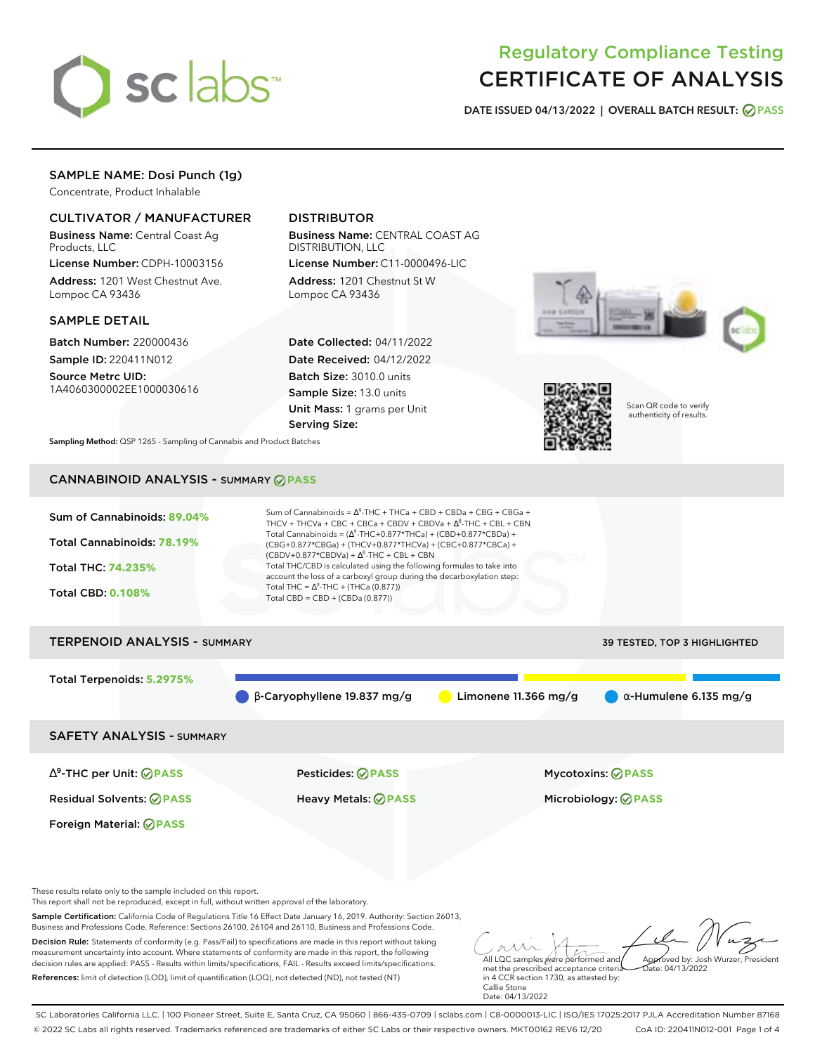# Regulatory Compliance Testing
# CERTIFICATE OF ANALYSIS

**DATE ISSUED 04/13/2022 | OVERALL BATCH RESULT: PASS**

## SAMPLE NAME: Dosi Punch (1g)

Concentrate, Product Inhalable

### CULTIVATOR / MANUFACTURER

**Business Name:** Central Coast Ag Products, LLC

**License Number:** CDPH-10003156

**Address:** 1201 West Chestnut Ave. Lompoc CA 93436

### DISTRIBUTOR

**Business Name:** CENTRAL COAST AG DISTRIBUTION, LLC

**License Number:** C11-0000496-LIC

**Address:** 1201 Chestnut St W Lompoc CA 93436

### SAMPLE DETAIL

**Batch Number:** 220000436

**Sample ID:** 220411N012

**Source Metrc UID:** 1A4060300002EE1000030616

**Date Collected:** 04/11/2022

**Date Received:** 04/12/2022

**Batch Size:** 3010.0 units

**Sample Size:** 13.0 units

**Unit Mass:** 1 grams per Unit

**Serving Size:**

Scan QR code to verify authenticity of results.

**Sampling Method:** QSP 1265 - Sampling of Cannabis and Product Batches

## CANNABINOID ANALYSIS - SUMMARY PASS

**Sum of Cannabinoids:** 89.04%

**Total Cannabinoids:** 78.19%

**Total THC:** 74.235%

**Total CBD:** 0.108%

Sum of Cannabinoids = $\Delta^9$-THC + THCa + CBD + CBDa + CBG + CBGa + THCV + THCVa + CBC + CBCa + CBDV + CBDVa + $\Delta^8$-THC + CBL + CBN

Total Cannabinoids = ($\Delta^9$-THC+0.877*THCa) + (CBD+0.877*CBDa) + (CBG+0.877*CBGa) + (THCV+0.877*THCVa) + (CBC+0.877*CBCa) + (CBDV+0.877*CBDVa) + $\Delta^8$-THC + CBL + CBN

Total THC/CBD is calculated using the following formulas to take into account the loss of a carboxyl group during the decarboxylation step:

Total THC = $\Delta^9$-THC + (THCa (0.877))

Total CBD = CBD + (CBDa (0.877))

## TERPENOID ANALYSIS - SUMMARY

39 TESTED, TOP 3 HIGHLIGHTED

**Total Terpenoids:** 5.2975%

β-Caryophyllene 19.837 mg/g | Limonene 11.366 mg/g | α-Humulene 6.135 mg/g

## SAFETY ANALYSIS - SUMMARY

| | | |
|---|---|---|
| $\Delta^9$-THC per Unit: PASS | Pesticides: PASS | Mycotoxins: PASS |
| Residual Solvents: PASS | Heavy Metals: PASS | Microbiology: PASS |
| Foreign Material: PASS | | |

These results relate only to the sample included on this report.
This report shall not be reproduced, except in full, without written approval of the laboratory.

**Sample Certification:** California Code of Regulations Title 16 Effect Date January 16, 2019. Authority: Section 26013, Business and Professions Code. Reference: Sections 26100, 26104 and 26110, Business and Professions Code.

**Decision Rule:** Statements of conformity (e.g. Pass/Fail) to specifications are made in this report without taking measurement uncertainty into account. Where statements of conformity are made in this report, the following decision rules are applied: PASS - Results within limits/specifications, FAIL - Results exceed limits/specifications.

**References:** limit of detection (LOD), limit of quantification (LOQ), not detected (ND), not tested (NT)

All LQC samples were performed and met the prescribed acceptance criteria in 4 CCR section 1730, as attested by: Callie Stone
Date: 04/13/2022

Approved by: Josh Wurzer, President
Date: 04/13/2022

SC Laboratories California LLC. | 100 Pioneer Street, Suite E, Santa Cruz, CA 95060 | 866-435-0709 | sclabs.com | C8-0000013-LIC | ISO/IES 17025:2017 PJLA Accreditation Number 87168
© 2022 SC Labs all rights reserved. Trademarks referenced are trademarks of either SC Labs or their respective owners. MKT00162 REV6 12/20 CoA ID: 220411N012-001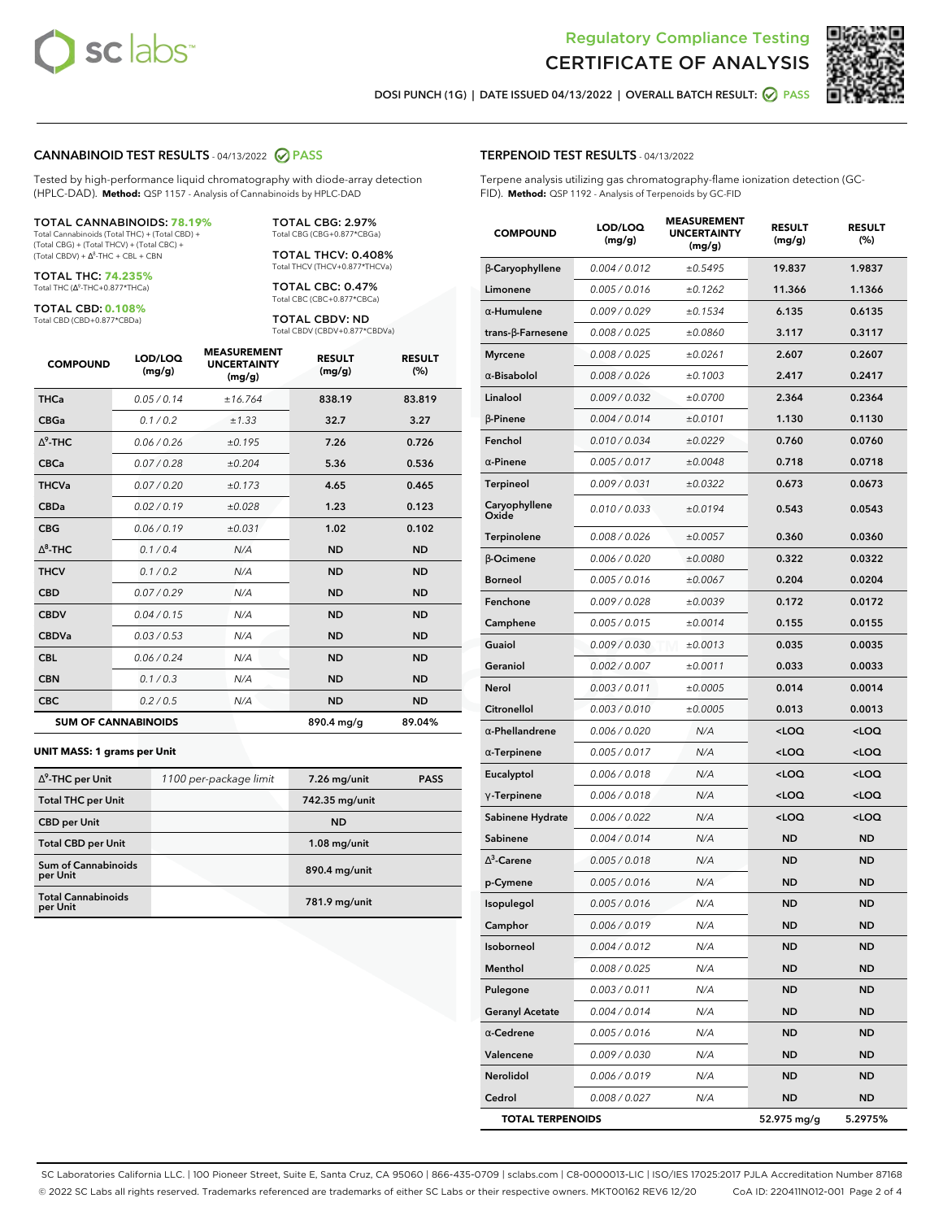# Regulatory Compliance Testing
# CERTIFICATE OF ANALYSIS

DOSI PUNCH (1G) | DATE ISSUED 04/13/2022 | OVERALL BATCH RESULT: PASS

## CANNABINOID TEST RESULTS - 04/13/2022 PASS

Tested by high-performance liquid chromatography with diode-array detection (HPLC-DAD). **Method:** QSP 1157 - Analysis of Cannabinoids by HPLC-DAD

**TOTAL CANNABINOIDS: 78.19%**
Total Cannabinoids (Total THC) + (Total CBD) + (Total CBG) + (Total THCV) + (Total CBC) + (Total CBDV) + $\Delta^8$-THC + CBL + CBN

**TOTAL THC: 74.235%**
Total THC ($\Delta^9$-THC+0.877*THCa)

**TOTAL CBD: 0.108%**
Total CBD (CBD+0.877*CBDa)

**TOTAL CBG: 2.97%**
Total CBG (CBG+0.877*CBGa)

**TOTAL THCV: 0.408%**
Total THCV (THCV+0.877*THCVa)

**TOTAL CBC: 0.47%**
Total CBC (CBC+0.877*CBCa)

**TOTAL CBDV: ND**
Total CBDV (CBDV+0.877*CBDVa)

| COMPOUND | LOD/LOQ (mg/g) | MEASUREMENT UNCERTAINTY (mg/g) | RESULT (mg/g) | RESULT (%) |
|---|---|---|---|---|
| THCa | 0.05 / 0.14 | ±16.764 | 838.19 | 83.819 |
| CBGa | 0.1 / 0.2 | ±1.33 | 32.7 | 3.27 |
| $\Delta^9$-THC | 0.06 / 0.26 | ±0.195 | 7.26 | 0.726 |
| CBCa | 0.07 / 0.28 | ±0.204 | 5.36 | 0.536 |
| THCVa | 0.07 / 0.20 | ±0.173 | 4.65 | 0.465 |
| CBDa | 0.02 / 0.19 | ±0.028 | 1.23 | 0.123 |
| CBG | 0.06 / 0.19 | ±0.031 | 1.02 | 0.102 |
| $\Delta^8$-THC | 0.1 / 0.4 | N/A | ND | ND |
| THCV | 0.1 / 0.2 | N/A | ND | ND |
| CBD | 0.07 / 0.29 | N/A | ND | ND |
| CBDV | 0.04 / 0.15 | N/A | ND | ND |
| CBDVa | 0.03 / 0.53 | N/A | ND | ND |
| CBL | 0.06 / 0.24 | N/A | ND | ND |
| CBN | 0.1 / 0.3 | N/A | ND | ND |
| CBC | 0.2 / 0.5 | N/A | ND | ND |
| **SUM OF CANNABINOIDS** | | | **890.4 mg/g** | **89.04%** |

**UNIT MASS: 1 grams per Unit**

| | | | |
|---|---|---|---|
| $\Delta^9$-THC per Unit | 1100 per-package limit | 7.26 mg/unit | PASS |
| Total THC per Unit | | 742.35 mg/unit | |
| CBD per Unit | | ND | |
| Total CBD per Unit | | 1.08 mg/unit | |
| Sum of Cannabinoids per Unit | | 890.4 mg/unit | |
| Total Cannabinoids per Unit | | 781.9 mg/unit | |

## TERPENOID TEST RESULTS - 04/13/2022

Terpene analysis utilizing gas chromatography-flame ionization detection (GC-FID). **Method:** QSP 1192 - Analysis of Terpenoids by GC-FID

| COMPOUND | LOD/LOQ (mg/g) | MEASUREMENT UNCERTAINTY (mg/g) | RESULT (mg/g) | RESULT (%) |
|---|---|---|---|---|
| β-Caryophyllene | 0.004 / 0.012 | ±0.5495 | 19.837 | 1.9837 |
| Limonene | 0.005 / 0.016 | ±0.1262 | 11.366 | 1.1366 |
| α-Humulene | 0.009 / 0.029 | ±0.1534 | 6.135 | 0.6135 |
| trans-β-Farnesene | 0.008 / 0.025 | ±0.0860 | 3.117 | 0.3117 |
| Myrcene | 0.008 / 0.025 | ±0.0261 | 2.607 | 0.2607 |
| α-Bisabolol | 0.008 / 0.026 | ±0.1003 | 2.417 | 0.2417 |
| Linalool | 0.009 / 0.032 | ±0.0700 | 2.364 | 0.2364 |
| β-Pinene | 0.004 / 0.014 | ±0.0101 | 1.130 | 0.1130 |
| Fenchol | 0.010 / 0.034 | ±0.0229 | 0.760 | 0.0760 |
| α-Pinene | 0.005 / 0.017 | ±0.0048 | 0.718 | 0.0718 |
| Terpineol | 0.009 / 0.031 | ±0.0322 | 0.673 | 0.0673 |
| Caryophyllene Oxide | 0.010 / 0.033 | ±0.0194 | 0.543 | 0.0543 |
| Terpinolene | 0.008 / 0.026 | ±0.0057 | 0.360 | 0.0360 |
| β-Ocimene | 0.006 / 0.020 | ±0.0080 | 0.322 | 0.0322 |
| Borneol | 0.005 / 0.016 | ±0.0067 | 0.204 | 0.0204 |
| Fenchone | 0.009 / 0.028 | ±0.0039 | 0.172 | 0.0172 |
| Camphene | 0.005 / 0.015 | ±0.0014 | 0.155 | 0.0155 |
| Guaiol | 0.009 / 0.030 | ±0.0013 | 0.035 | 0.0035 |
| Geraniol | 0.002 / 0.007 | ±0.0011 | 0.033 | 0.0033 |
| Nerol | 0.003 / 0.011 | ±0.0005 | 0.014 | 0.0014 |
| Citronellol | 0.003 / 0.010 | ±0.0005 | 0.013 | 0.0013 |
| α-Phellandrene | 0.006 / 0.020 | N/A | <LOQ | <LOQ |
| α-Terpinene | 0.005 / 0.017 | N/A | <LOQ | <LOQ |
| Eucalyptol | 0.006 / 0.018 | N/A | <LOQ | <LOQ |
| γ-Terpinene | 0.006 / 0.018 | N/A | <LOQ | <LOQ |
| Sabinene Hydrate | 0.006 / 0.022 | N/A | <LOQ | <LOQ |
| Sabinene | 0.004 / 0.014 | N/A | ND | ND |
| $\Delta^3$-Carene | 0.005 / 0.018 | N/A | ND | ND |
| p-Cymene | 0.005 / 0.016 | N/A | ND | ND |
| Isopulegol | 0.005 / 0.016 | N/A | ND | ND |
| Camphor | 0.006 / 0.019 | N/A | ND | ND |
| Isoborneol | 0.004 / 0.012 | N/A | ND | ND |
| Menthol | 0.008 / 0.025 | N/A | ND | ND |
| Pulegone | 0.003 / 0.011 | N/A | ND | ND |
| Geranyl Acetate | 0.004 / 0.014 | N/A | ND | ND |
| α-Cedrene | 0.005 / 0.016 | N/A | ND | ND |
| Valencene | 0.009 / 0.030 | N/A | ND | ND |
| Nerolidol | 0.006 / 0.019 | N/A | ND | ND |
| Cedrol | 0.008 / 0.027 | N/A | ND | ND |
| **TOTAL TERPENOIDS** | | | **52.975 mg/g** | **5.2975%** |

SC Laboratories California LLC. | 100 Pioneer Street, Suite E, Santa Cruz, CA 95060 | 866-435-0709 | sclabs.com | C8-0000013-LIC | ISO/IES 17025:2017 PJLA Accreditation Number 87168
© 2022 SC Labs all rights reserved. Trademarks referenced are trademarks of either SC Labs or their respective owners. MKT00162 REV6 12/20 CoA ID: 220411N012-001